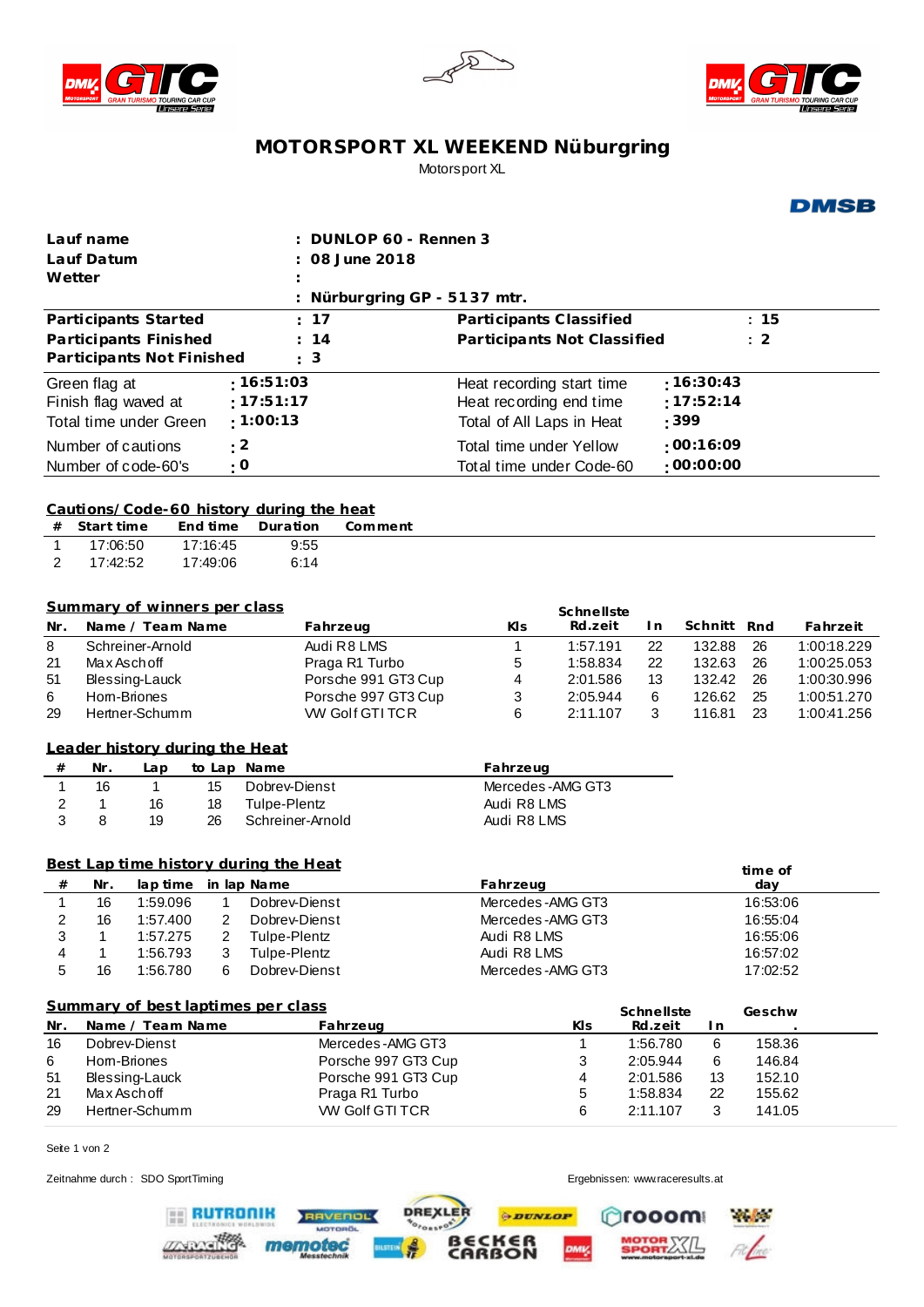# MOTORSPORT XL WEEKEND Nüburgring

Motorsport XL

| | |
|---|---|
| **Lauf name** | **: DUNLOP 60 - Rennen 3** |
| **Lauf Datum** | **: 08 June 2018** |
| **Wetter** | **:** |
| | **: Nürburgring GP - 5137 mtr.** |

| | | | |
|---|---|---|---|
| **Participants Started** | **: 17** | **Participants Classified** | **: 15** |
| **Participants Finished** | **: 14** | **Participants Not Classified** | **: 2** |
| **Participants Not Finished** | **: 3** | | |

| | | | |
|---|---|---|---|
| Green flag at | **: 16:51:03** | Heat recording start time | **: 16:30:43** |
| Finish flag waved at | **: 17:51:17** | Heat recording end time | **: 17:52:14** |
| Total time under Green | **: 1:00:13** | Total of All Laps in Heat | **: 399** |
| Number of cautions | **: 2** | Total time under Yellow | **: 00:16:09** |
| Number of code-60's | **: 0** | Total time under Code-60 | **: 00:00:00** |

## Cautions/Code-60 history during the heat

| # | Start time | End time | Duration | Comment |
|---|---|---|---|---|
| 1 | 17:06:50 | 17:16:45 | 9:55 | |
| 2 | 17:42:52 | 17:49:06 | 6:14 | |

## Summary of winners per class

| Nr. | Name / Team Name | Fahrzeug | Kls | Schnellste Rd.zeit | In | Schnitt | Rnd | Fahrzeit |
|---|---|---|---|---|---|---|---|---|
| 8 | Schreiner-Arnold | Audi R8 LMS | 1 | 1:57.191 | 22 | 132.88 | 26 | 1:00:18.229 |
| 21 | Max Aschoff | Praga R1 Turbo | 5 | 1:58.834 | 22 | 132.63 | 26 | 1:00:25.053 |
| 51 | Blessing-Lauck | Porsche 991 GT3 Cup | 4 | 2:01.586 | 13 | 132.42 | 26 | 1:00:30.996 |
| 6 | Horn-Briones | Porsche 997 GT3 Cup | 3 | 2:05.944 | 6 | 126.62 | 25 | 1:00:51.270 |
| 29 | Hertner-Schumm | VW Golf GTI TCR | 6 | 2:11.107 | 3 | 116.81 | 23 | 1:00:41.256 |

## Leader history during the Heat

| # | Nr. | Lap | to Lap | Name | Fahrzeug |
|---|---|---|---|---|---|
| 1 | 16 | 1 | 15 | Dobrev-Dienst | Mercedes-AMG GT3 |
| 2 | 1 | 16 | 18 | Tulpe-Plentz | Audi R8 LMS |
| 3 | 8 | 19 | 26 | Schreiner-Arnold | Audi R8 LMS |

## Best Lap time history during the Heat

| # | Nr. | lap time | in lap | Name | Fahrzeug | time of day |
|---|---|---|---|---|---|---|
| 1 | 16 | 1:59.096 | 1 | Dobrev-Dienst | Mercedes-AMG GT3 | 16:53:06 |
| 2 | 16 | 1:57.400 | 2 | Dobrev-Dienst | Mercedes-AMG GT3 | 16:55:04 |
| 3 | 1 | 1:57.275 | 2 | Tulpe-Plentz | Audi R8 LMS | 16:55:06 |
| 4 | 1 | 1:56.793 | 3 | Tulpe-Plentz | Audi R8 LMS | 16:57:02 |
| 5 | 16 | 1:56.780 | 6 | Dobrev-Dienst | Mercedes-AMG GT3 | 17:02:52 |

## Summary of best laptimes per class

| Nr. | Name / Team Name | Fahrzeug | Kls | Schnellste Rd.zeit | In | Geschw. |
|---|---|---|---|---|---|---|
| 16 | Dobrev-Dienst | Mercedes-AMG GT3 | 1 | 1:56.780 | 6 | 158.36 |
| 6 | Horn-Briones | Porsche 997 GT3 Cup | 3 | 2:05.944 | 6 | 146.84 |
| 51 | Blessing-Lauck | Porsche 991 GT3 Cup | 4 | 2:01.586 | 13 | 152.10 |
| 21 | Max Aschoff | Praga R1 Turbo | 5 | 1:58.834 | 22 | 155.62 |
| 29 | Hertner-Schumm | VW Golf GTI TCR | 6 | 2:11.107 | 3 | 141.05 |

Zeitnahme durch : SDO SportTiming

Ergebnissen: www.raceresults.at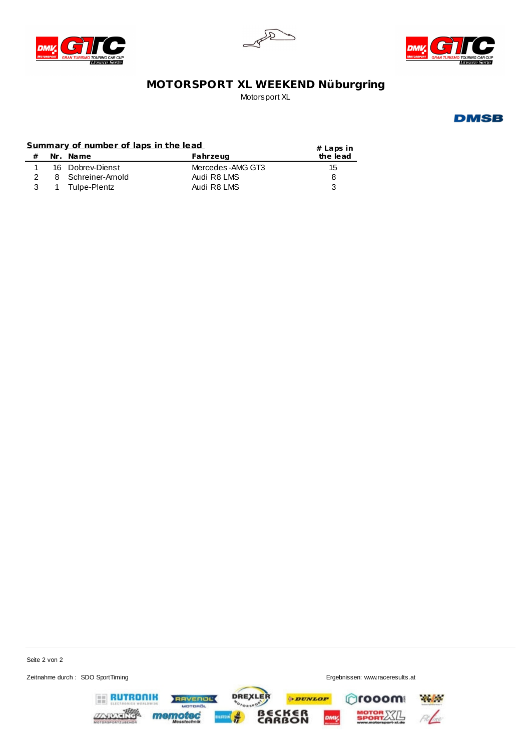# MOTORSPORT XL WEEKEND Nüburgring

Motorsport XL

DMSB

**Summary of number of laps in the lead**

| # | Nr. | Name | Fahrzeug | # Laps in the lead |
|---|---|---|---|---|
| 1 | 16 | Dobrev-Dienst | Mercedes-AMG GT3 | 15 |
| 2 | 8 | Schreiner-Arnold | Audi R8 LMS | 8 |
| 3 | 1 | Tulpe-Plentz | Audi R8 LMS | 3 |

Zeitnahme durch : SDO SportTiming

Ergebnissen: www.raceresults.at